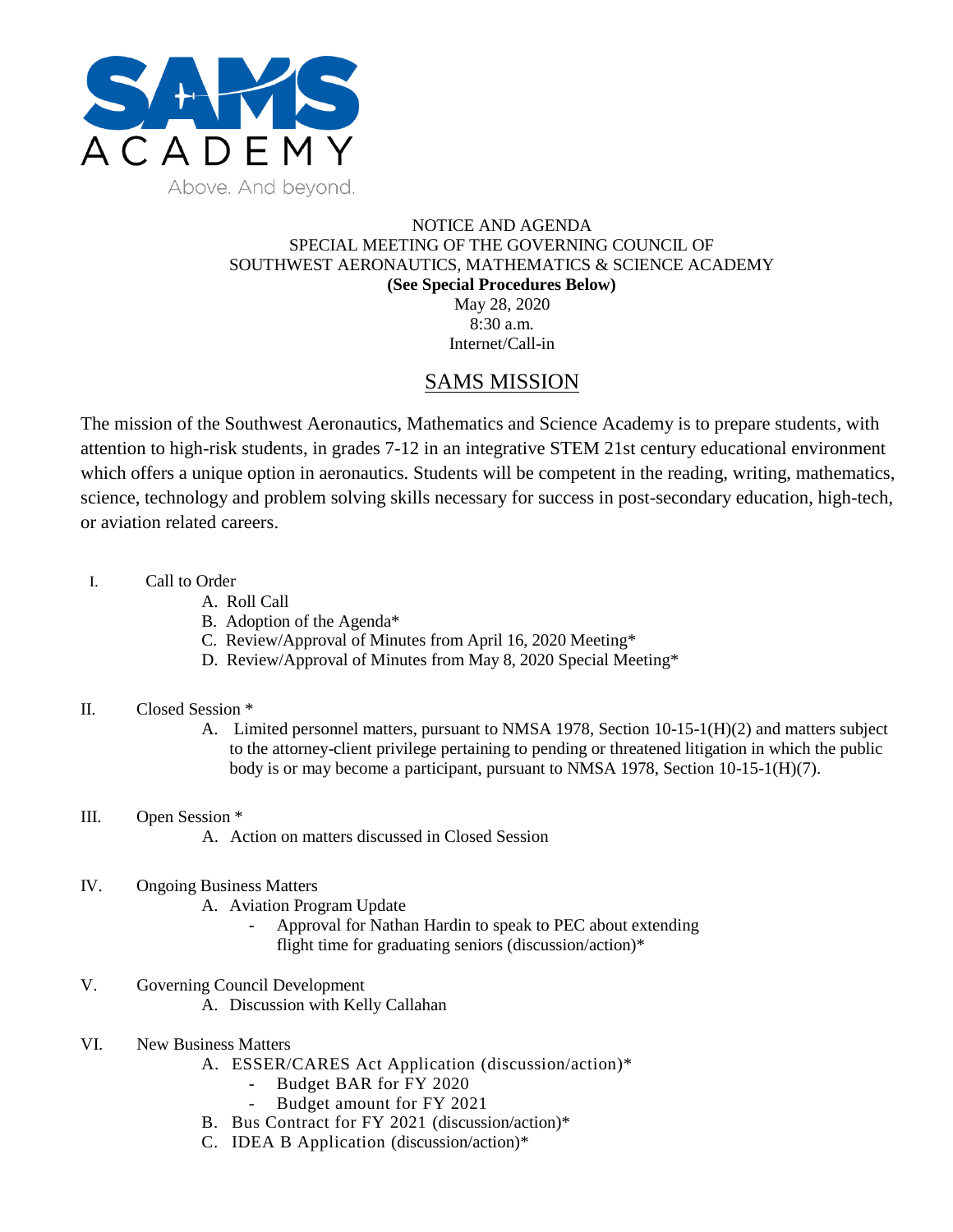SAMS ACADEMY

Above. And beyond.

NOTICE AND AGENDA
SPECIAL MEETING OF THE GOVERNING COUNCIL OF
SOUTHWEST AERONAUTICS, MATHEMATICS & SCIENCE ACADEMY
**(See Special Procedures Below)**
May 28, 2020
8:30 a.m.
Internet/Call-in

## SAMS MISSION

The mission of the Southwest Aeronautics, Mathematics and Science Academy is to prepare students, with attention to high-risk students, in grades 7-12 in an integrative STEM 21st century educational environment which offers a unique option in aeronautics. Students will be competent in the reading, writing, mathematics, science, technology and problem solving skills necessary for success in post-secondary education, high-tech, or aviation related careers.

I. Call to Order
   A. Roll Call
   B. Adoption of the Agenda*
   C. Review/Approval of Minutes from April 16, 2020 Meeting*
   D. Review/Approval of Minutes from May 8, 2020 Special Meeting*

II. Closed Session *
   A. Limited personnel matters, pursuant to NMSA 1978, Section 10-15-1(H)(2) and matters subject to the attorney-client privilege pertaining to pending or threatened litigation in which the public body is or may become a participant, pursuant to NMSA 1978, Section 10-15-1(H)(7).

III. Open Session *
   A. Action on matters discussed in Closed Session

IV. Ongoing Business Matters
   A. Aviation Program Update
      - Approval for Nathan Hardin to speak to PEC about extending flight time for graduating seniors (discussion/action)*

V. Governing Council Development
   A. Discussion with Kelly Callahan

VI. New Business Matters
   A. ESSER/CARES Act Application (discussion/action)*
      - Budget BAR for FY 2020
      - Budget amount for FY 2021
   B. Bus Contract for FY 2021 (discussion/action)*
   C. IDEA B Application (discussion/action)*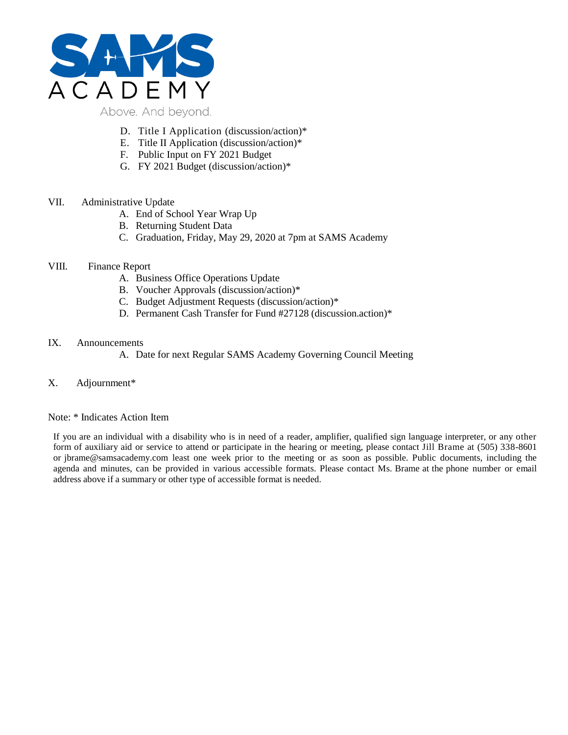D. Title I Application (discussion/action)*
E. Title II Application (discussion/action)*
F. Public Input on FY 2021 Budget
G. FY 2021 Budget (discussion/action)*

VII. Administrative Update

A. End of School Year Wrap Up
B. Returning Student Data
C. Graduation, Friday, May 29, 2020 at 7pm at SAMS Academy

VIII. Finance Report

A. Business Office Operations Update
B. Voucher Approvals (discussion/action)*
C. Budget Adjustment Requests (discussion/action)*
D. Permanent Cash Transfer for Fund #27128 (discussion.action)*

IX. Announcements

A. Date for next Regular SAMS Academy Governing Council Meeting

X. Adjournment*

Note: * Indicates Action Item

If you are an individual with a disability who is in need of a reader, amplifier, qualified sign language interpreter, or any other form of auxiliary aid or service to attend or participate in the hearing or meeting, please contact Jill Brame at (505) 338-8601 or jbrame@samsacademy.com least one week prior to the meeting or as soon as possible. Public documents, including the agenda and minutes, can be provided in various accessible formats. Please contact Ms. Brame at the phone number or email address above if a summary or other type of accessible format is needed.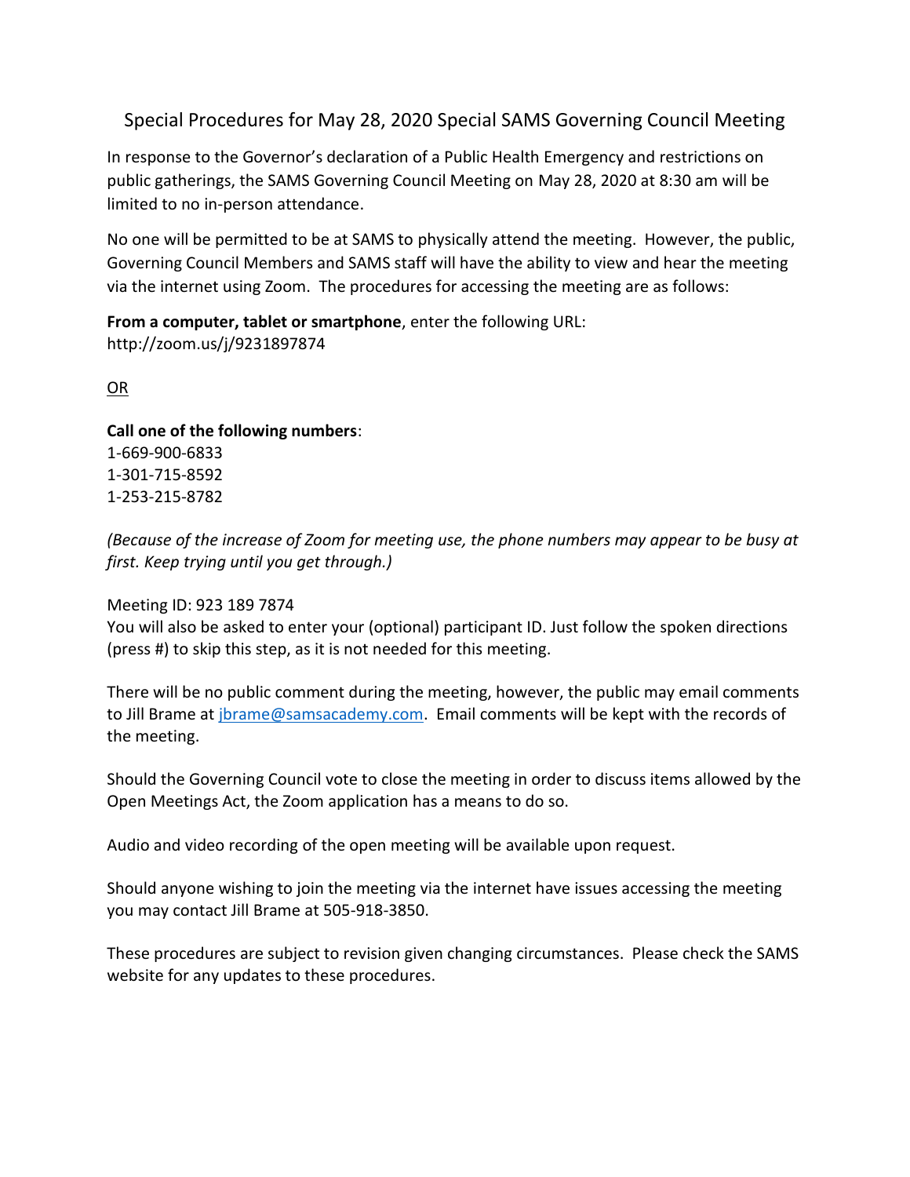# Special Procedures for May 28, 2020 Special SAMS Governing Council Meeting

In response to the Governor's declaration of a Public Health Emergency and restrictions on public gatherings, the SAMS Governing Council Meeting on May 28, 2020 at 8:30 am will be limited to no in-person attendance.

No one will be permitted to be at SAMS to physically attend the meeting. However, the public, Governing Council Members and SAMS staff will have the ability to view and hear the meeting via the internet using Zoom. The procedures for accessing the meeting are as follows:

**From a computer, tablet or smartphone**, enter the following URL:
http://zoom.us/j/9231897874

OR

**Call one of the following numbers**:
1-669-900-6833
1-301-715-8592
1-253-215-8782

*(Because of the increase of Zoom for meeting use, the phone numbers may appear to be busy at first. Keep trying until you get through.)*

Meeting ID: 923 189 7874
You will also be asked to enter your (optional) participant ID. Just follow the spoken directions (press #) to skip this step, as it is not needed for this meeting.

There will be no public comment during the meeting, however, the public may email comments to Jill Brame at jbrame@samsacademy.com. Email comments will be kept with the records of the meeting.

Should the Governing Council vote to close the meeting in order to discuss items allowed by the Open Meetings Act, the Zoom application has a means to do so.

Audio and video recording of the open meeting will be available upon request.

Should anyone wishing to join the meeting via the internet have issues accessing the meeting you may contact Jill Brame at 505-918-3850.

These procedures are subject to revision given changing circumstances. Please check the SAMS website for any updates to these procedures.